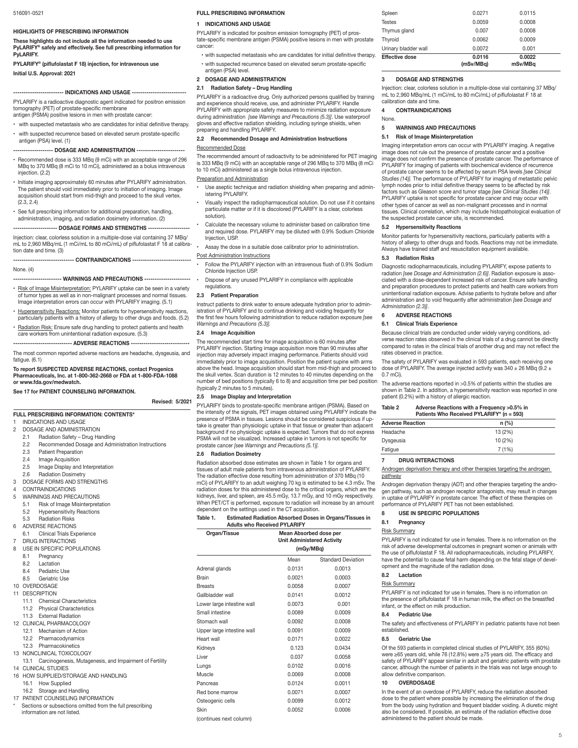## HIGHLIGHTS OF PRESCRIBING INFORMATION

**These highlights do not include all the information needed to use PyLARIFY® safely and effectively. See full prescribing information for PyLARIFY.**

**PYLARIFY® (piflufolastat F 18) injection, for intravenous use**

**Initial U.S. Approval: 2021**

### INDICATIONS AND USAGE

PYLARIFY is a radioactive diagnostic agent indicated for positron emission tomography (PET) of prostate-specific membrane antigen (PSMA) positive lesions in men with prostate cancer:

- with suspected metastasis who are candidates for initial definitive therapy. (1)
- with suspected recurrence based on elevated serum prostate-specific antigen (PSA) level. (1)

### DOSAGE AND ADMINISTRATION

- Recommended dose is 333 MBq (9 mCi) with an acceptable range of 296 MBq to 370 MBq (8 mCi to 10 mCi), administered as a bolus intravenous injection. (2.2)
- Initiate imaging approximately 60 minutes after PYLARIFY administration. The patient should void immediately prior to initiation of imaging. Image acquisition should start from mid-thigh and proceed to the skull vertex. (2.3, 2.4)
- See full prescribing information for additional preparation, handling, administration, imaging, and radiation dosimetry information. (2)

### DOSAGE FORMS AND STRENGTHS

Injection: clear, colorless solution in a multiple-dose vial containing 37 MBq/mL to 2,960 MBq/mL (1 mCi/mL to 80 mCi/mL) of piflufolastat F 18 at calibration date and time. (3)

### CONTRAINDICATIONS

None. (4)

### WARNINGS AND PRECAUTIONS

- Risk of Image Misinterpretation: PYLARIFY uptake can be seen in a variety of tumor types as well as in non-malignant processes and normal tissues. Image interpretation errors can occur with PYLARIFY imaging. (5.1)
- Hypersensitivity Reactions: Monitor patients for hypersensitivity reactions, particularly patients with a history of allergy to other drugs and foods. (5.2)
- Radiation Risk: Ensure safe drug handling to protect patients and health care workers from unintentional radiation exposure. (5.3)

### ADVERSE REACTIONS

The most common reported adverse reactions are headache, dysgeusia, and fatigue. (6.1)

**To report SUSPECTED ADVERSE REACTIONS, contact Progenics Pharmaceuticals, Inc. at 1-800-362-2668 or FDA at 1-800-FDA-1088 or www.fda.gov/medwatch.**

**See 17 for PATIENT COUNSELING INFORMATION.**

**Revised: 5/2021**

## FULL PRESCRIBING INFORMATION: CONTENTS*

1 INDICATIONS AND USAGE
2 DOSAGE AND ADMINISTRATION
 2.1 Radiation Safety – Drug Handling
 2.2 Recommended Dosage and Administration Instructions
 2.3 Patient Preparation
 2.4 Image Acquisition
 2.5 Image Display and Interpretation
 2.6 Radiation Dosimetry
3 DOSAGE FORMS AND STRENGTHS
4 CONTRAINDICATIONS
5 WARNINGS AND PRECAUTIONS
 5.1 Risk of Image Misinterpretation
 5.2 Hypersensitivity Reactions
 5.3 Radiation Risks
6 ADVERSE REACTIONS
 6.1 Clinical Trials Experience
7 DRUG INTERACTIONS
8 USE IN SPECIFIC POPULATIONS
 8.1 Pregnancy
 8.2 Lactation
 8.4 Pediatric Use
 8.5 Geriatric Use
10 OVERDOSAGE
11 DESCRIPTION
 11.1 Chemical Characteristics
 11.2 Physical Characteristics
 11.3 External Radiation
12 CLINICAL PHARMACOLOGY
 12.1 Mechanism of Action
 12.2 Pharmacodynamics
 12.3 Pharmacokinetics
13 NONCLINICAL TOXICOLOGY
 13.1 Carcinogenesis, Mutagenesis, and Impairment of Fertility
14 CLINICAL STUDIES
16 HOW SUPPLIED/STORAGE AND HANDLING
 16.1 How Supplied
 16.2 Storage and Handling
17 PATIENT COUNSELING INFORMATION

\* Sections or subsections omitted from the full prescribing information are not listed.

## FULL PRESCRIBING INFORMATION

### 1 INDICATIONS AND USAGE

PYLARIFY is indicated for positron emission tomography (PET) of prostate-specific membrane antigen (PSMA) positive lesions in men with prostate cancer:

- with suspected metastasis who are candidates for initial definitive therapy.
- with suspected recurrence based on elevated serum prostate-specific antigen (PSA) level.

### 2 DOSAGE AND ADMINISTRATION

#### 2.1 Radiation Safety – Drug Handling

PYLARIFY is a radioactive drug. Only authorized persons qualified by training and experience should receive, use, and administer PYLARIFY. Handle PYLARIFY with appropriate safety measures to minimize radiation exposure during administration *[see Warnings and Precautions (5.3)]*. Use waterproof gloves and effective radiation shielding, including syringe shields, when preparing and handling PYLARIFY.

#### 2.2 Recommended Dosage and Administration Instructions

Recommended Dose

The recommended amount of radioactivity to be administered for PET imaging is 333 MBq (9 mCi) with an acceptable range of 296 MBq to 370 MBq (8 mCi to 10 mCi) administered as a single bolus intravenous injection.

Preparation and Administration

- Use aseptic technique and radiation shielding when preparing and administering PYLARIFY.
- Visually inspect the radiopharmaceutical solution. Do not use if it contains particulate matter or if it is discolored (PYLARIFY is a clear, colorless solution).
- Calculate the necessary volume to administer based on calibration time and required dose. PYLARIFY may be diluted with 0.9% Sodium Chloride Injection, USP.
- Assay the dose in a suitable dose calibrator prior to administration.

Post Administration Instructions

- Follow the PYLARIFY injection with an intravenous flush of 0.9% Sodium Chloride Injection USP.
- Dispose of any unused PYLARIFY in compliance with applicable regulations.

#### 2.3 Patient Preparation

Instruct patients to drink water to ensure adequate hydration prior to administration of PYLARIFY and to continue drinking and voiding frequently for the first few hours following administration to reduce radiation exposure *[see Warnings and Precautions (5.3)]*.

#### 2.4 Image Acquisition

The recommended start time for image acquisition is 60 minutes after PYLARIFY injection. Starting image acquisition more than 90 minutes after injection may adversely impact imaging performance. Patients should void immediately prior to image acquisition. Position the patient supine with arms above the head. Image acquisition should start from mid-thigh and proceed to the skull vertex. Scan duration is 12 minutes to 40 minutes depending on the number of bed positions (typically 6 to 8) and acquisition time per bed position (typically 2 minutes to 5 minutes).

#### 2.5 Image Display and Interpretation

PYLARIFY binds to prostate-specific membrane antigen (PSMA). Based on the intensity of the signals, PET images obtained using PYLARIFY indicate the presence of PSMA in tissues. Lesions should be considered suspicious if uptake is greater than physiologic uptake in that tissue or greater than adjacent background if no physiologic uptake is expected. Tumors that do not express PSMA will not be visualized. Increased uptake in tumors is not specific for prostate cancer *[see Warnings and Precautions (5.1)]*.

#### 2.6 Radiation Dosimetry

Radiation absorbed dose estimates are shown in Table 1 for organs and tissues of adult male patients from intravenous administration of PYLARIFY. The radiation effective dose resulting from administration of 370 MBq (10 mCi) of PYLARIFY to an adult weighing 70 kg is estimated to be 4.3 mSv. The radiation doses for this administered dose to the critical organs, which are the kidneys, liver, and spleen, are 45.5 mGy, 13.7 mGy, and 10 mGy respectively. When PET/CT is performed, exposure to radiation will increase by an amount dependent on the settings used in the CT acquisition.

**Table 1. Estimated Radiation Absorbed Doses in Organs/Tissues in Adults who Received PYLARIFY**

| Organ/Tissue | Mean Absorbed dose per Unit Administered Activity (mGy/MBq) | |
|---|---|---|
| | Mean | Standard Deviation |
| Adrenal glands | 0.0131 | 0.0013 |
| Brain | 0.0021 | 0.0003 |
| Breasts | 0.0058 | 0.0007 |
| Gallbladder wall | 0.0141 | 0.0012 |
| Lower large intestine wall | 0.0073 | 0.001 |
| Small intestine | 0.0089 | 0.0009 |
| Stomach wall | 0.0092 | 0.0008 |
| Upper large intestine wall | 0.0091 | 0.0009 |
| Heart wall | 0.0171 | 0.0022 |
| Kidneys | 0.123 | 0.0434 |
| Liver | 0.037 | 0.0058 |
| Lungs | 0.0102 | 0.0016 |
| Muscle | 0.0069 | 0.0008 |
| Pancreas | 0.0124 | 0.0011 |
| Red bone marrow | 0.0071 | 0.0007 |
| Osteogenic cells | 0.0099 | 0.0012 |
| Skin | 0.0052 | 0.0006 |
| Spleen | 0.0271 | 0.0115 |
| Testes | 0.0059 | 0.0008 |
| Thymus gland | 0.007 | 0.0008 |
| Thyroid | 0.0062 | 0.0009 |
| Urinary bladder wall | 0.0072 | 0.001 |
| **Effective dose** | **0.0116 (mSv/MBq)** | **0.0022 mSv/MBq** |

### 3 DOSAGE AND STRENGTHS

Injection: clear, colorless solution in a multiple-dose vial containing 37 MBq/mL to 2,960 MBq/mL (1 mCi/mL to 80 mCi/mL) of piflufolastat F 18 at calibration date and time.

### 4 CONTRAINDICATIONS

None.

### 5 WARNINGS AND PRECAUTIONS

#### 5.1 Risk of Image Misinterpretation

Imaging interpretation errors can occur with PYLARIFY imaging. A negative image does not rule out the presence of prostate cancer and a positive image does not confirm the presence of prostate cancer. The performance of PYLARIFY for imaging of patients with biochemical evidence of recurrence of prostate cancer seems to be affected by serum PSA levels *[see Clinical Studies (14)]*. The performance of PYLARIFY for imaging of metastatic pelvic lymph nodes prior to initial definitive therapy seems to be affected by risk factors such as Gleason score and tumor stage *[see Clinical Studies (14)]*. PYLARIFY uptake is not specific for prostate cancer and may occur with other types of cancer as well as non-malignant processes and in normal tissues. Clinical correlation, which may include histopathological evaluation of the suspected prostate cancer site, is recommended.

#### 5.2 Hypersensitivity Reactions

Monitor patients for hypersensitivity reactions, particularly patients with a history of allergy to other drugs and foods. Reactions may not be immediate. Always have trained staff and resuscitation equipment available.

#### 5.3 Radiation Risks

Diagnostic radiopharmaceuticals, including PYLARIFY, expose patients to radiation *[see Dosage and Administration (2.6)]*. Radiation exposure is associated with a dose-dependent increased risk of cancer. Ensure safe handling and preparation procedures to protect patients and health care workers from unintentional radiation exposure. Advise patients to hydrate before and after administration and to void frequently after administration *[see Dosage and Administration (2.3)]*.

### 6 ADVERSE REACTIONS

#### 6.1 Clinical Trials Experience

Because clinical trials are conducted under widely varying conditions, adverse reaction rates observed in the clinical trials of a drug cannot be directly compared to rates in the clinical trials of another drug and may not reflect the rates observed in practice.

The safety of PYLARIFY was evaluated in 593 patients, each receiving one dose of PYLARIFY. The average injected activity was 340 ± 26 MBq (9.2 ± 0.7 mCi).

The adverse reactions reported in >0.5% of patients within the studies are shown in Table 2. In addition, a hypersensitivity reaction was reported in one patient (0.2%) with a history of allergic reaction.

**Table 2 Adverse Reactions with a Frequency >0.5% in Patients Who Received PYLARIFY* (n = 593)**

| Adverse Reaction | n (%) |
|---|---|
| Headache | 13 (2%) |
| Dysgeusia | 10 (2%) |
| Fatigue | 7 (1%) |

### 7 DRUG INTERACTIONS

Androgen deprivation therapy and other therapies targeting the androgen pathway

Androgen deprivation therapy (ADT) and other therapies targeting the androgen pathway, such as androgen receptor antagonists, may result in changes in uptake of PYLARIFY in prostate cancer. The effect of these therapies on performance of PYLARIFY PET has not been established.

### 8 USE IN SPECIFIC POPULATIONS

#### 8.1 Pregnancy

Risk Summary

PYLARIFY is not indicated for use in females. There is no information on the risk of adverse developmental outcomes in pregnant women or animals with the use of piflufolastat F 18. All radiopharmaceuticals, including PYLARIFY, have the potential to cause fetal harm depending on the fetal stage of development and the magnitude of the radiation dose.

#### 8.2 Lactation

Risk Summary

PYLARIFY is not indicated for use in females. There is no information on the presence of piflufolastat F 18 in human milk, the effect on the breastfed infant, or the effect on milk production.

#### 8.4 Pediatric Use

The safety and effectiveness of PYLARIFY in pediatric patients have not been established.

#### 8.5 Geriatric Use

Of the 593 patients in completed clinical studies of PYLARIFY, 355 (60%) were ≥65 years old, while 76 (12.8%) were ≥75 years old. The efficacy and safety of PYLARIFY appear similar in adult and geriatric patients with prostate cancer, although the number of patients in the trials was not large enough to allow definitive comparison.

### 10 OVERDOSAGE

In the event of an overdose of PYLARIFY, reduce the radiation absorbed dose to the patient where possible by increasing the elimination of the drug from the body using hydration and frequent bladder voiding. A diuretic might also be considered. If possible, an estimate of the radiation effective dose administered to the patient should be made.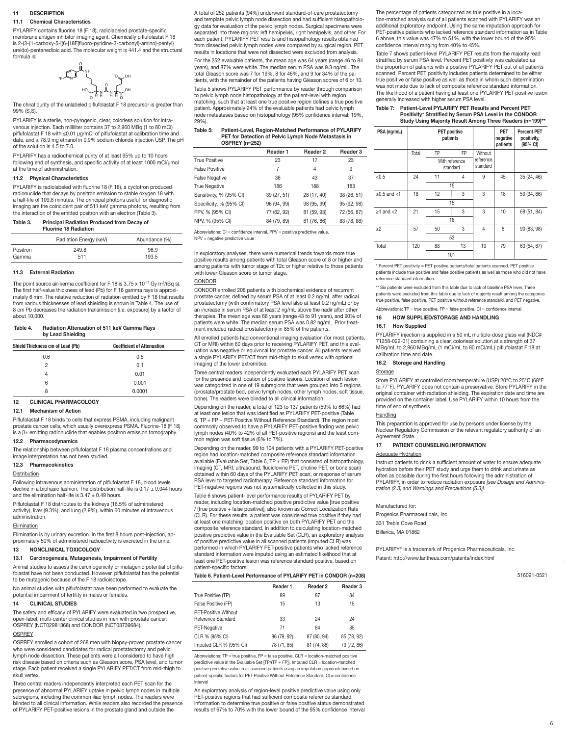## 11 DESCRIPTION

### 11.1 Chemical Characteristics

PYLARIFY contains fluorine 18 (F 18), radiolabeled prostate-specific membrane antigen inhibitor imaging agent. Chemically piflufolastat F 18 is 2-(3-{1-carboxy-5-[(6-[18F]fluoro-pyridine-3-carbonyl)-amino]-pentyl} ureido)-pentanedioic acid. The molecular weight is 441.4 and the structural formula is:

The chiral purity of the unlabeled piflufolastat F 18 precursor is greater than 99% (S,S).

PYLARIFY is a sterile, non-pyrogenic, clear, colorless solution for intravenous injection. Each milliliter contains 37 to 2,960 MBq (1 to 80 mCi) piflufolastat F 18 with ≤0.01 µg/mCi of piflufolastat at calibration time and date, and ≤ 78.9 mg ethanol in 0.9% sodium chloride injection USP. The pH of the solution is 4.5 to 7.0.

PYLARIFY has a radiochemical purity of at least 95% up to 10 hours following end of synthesis, and specific activity of at least 1000 mCi/µmol at the time of administration.

### 11.2 Physical Characteristics

PYLARIFY is radiolabeled with fluorine 18 (F 18), a cyclotron produced radionuclide that decays by positron emission to stable oxygen 18 with a half-life of 109.8 minutes. The principal photons useful for diagnostic imaging are the coincident pair of 511 keV gamma photons, resulting from the interaction of the emitted positron with an electron (Table 3).

**Table 3. Principal Radiation Produced from Decay of Fluorine 18 Radiation**

| | Radiation Energy (keV) | Abundance (%) |
|---|---|---|
| Positron | 249.8 | 96.9 |
| Gamma | 511 | 193.5 |

### 11.3 External Radiation

The point source air-kerma coefficient for F 18 is $3.75 \times 10^{-17}$ Gy $m^2$/(Bq s). The first half-value thickness of lead (Pb) for F 18 gamma rays is approximately 6 mm. The relative reduction of radiation emitted by F 18 that results from various thicknesses of lead shielding is shown in Table 4. The use of 8 cm Pb decreases the radiation transmission (i.e. exposure) by a factor of about 10,000.

**Table 4. Radiation Attenuation of 511 keV Gamma Rays by Lead Shielding**

| Shield Thickness cm of Lead (Pb) | Coefficient of Attenuation |
|---|---|
| 0.6 | 0.5 |
| 2 | 0.1 |
| 4 | 0.01 |
| 6 | 0.001 |
| 8 | 0.0001 |

## 12 CLINICAL PHARMACOLOGY

### 12.1 Mechanism of Action

Piflufolastat F 18 binds to cells that express PSMA, including malignant prostate cancer cells, which usually overexpress PSMA. Fluorine-18 (F 18) is a β+ emitting radionuclide that enables positron emission tomography.

### 12.2 Pharmacodynamics

The relationship between piflufolastat F 18 plasma concentrations and image interpretation has not been studied.

### 12.3 Pharmacokinetics

Distribution

Following intravenous administration of piflufolastat F 18, blood levels decline in a biphasic fashion. The distribution half-life is 0.17 ± 0.044 hours and the elimination half-life is 3.47 ± 0.49 hours.

Piflufolastat F 18 distributes to the kidneys (16.5% of administered activity), liver (9.3%), and lung (2.9%), within 60 minutes of intravenous administration.

Elimination

Elimination is by urinary excretion. In the first 8 hours post-injection, approximately 50% of administered radioactivity is excreted in the urine.

## 13 NONCLINICAL TOXICOLOGY

### 13.1 Carcinogenesis, Mutagenesis, Impairment of Fertility

Animal studies to assess the carcinogenicity or mutagenic potential of piflufolastat have not been conducted. However, piflufolastat has the potential to be mutagenic because of the F 18 radioisotope.

No animal studies with piflufolastat have been performed to evaluate the potential impairment of fertility in males or females.

## 14 CLINICAL STUDIES

The safety and efficacy of PYLARIFY were evaluated in two prospective, open-label, multi-center clinical studies in men with prostate cancer: OSPREY (NCT02981368) and CONDOR (NCT03739684).

OSPREY

OSPREY enrolled a cohort of 268 men with biopsy-proven prostate cancer who were considered candidates for radical prostatectomy and pelvic lymph node dissection. These patients were all considered to have high risk disease based on criteria such as Gleason score, PSA level, and tumor stage. Each patient received a single PYLARIFY PET/CT from mid-thigh to skull vertex.

Three central readers independently interpreted each PET scan for the presence of abnormal PYLARIFY uptake in pelvic lymph nodes in multiple subregions, including the common iliac lymph nodes. The readers were blinded to all clinical information. While readers also recorded the presence of PYLARIFY PET-positive lesions in the prostate gland and outside the pelvis, histopathologic information was not systematically collected. A total of 252 patients (94%) underwent standard-of-care prostatectomy and template pelvic lymph node dissection and had sufficient histopathology data for evaluation of the pelvic lymph nodes. Surgical specimens were separated into three regions: left hemipelvis, right hemipelvis, and other. For each patient, PYLARIFY PET results and histopathology results obtained from dissected pelvic lymph nodes were compared by surgical region. PET results in locations that were not dissected were excluded from analysis.

For the 252 evaluable patients, the mean age was 64 years (range 46 to 84 years), and 87% were white. The median serum PSA was 9.3 ng/mL. The total Gleason score was 7 for 19%, 8 for 46%, and 9 for 34% of the patients, with the remainder of the patients having Gleason scores of 6 or 10.

Table 5 shows PYLARIFY PET performance by reader through comparison to pelvic lymph node histopathology at the patient-level with region matching, such that at least one true positive region defines a true positive patient. Approximately 24% of the evaluable patients had pelvic lymph node metastases based on histopathology (95% confidence interval: 19%, 29%).

**Table 5: Patient-Level, Region-Matched Performance of PYLARIFY PET for Detection of Pelvic Lymph Node Metastasis in OSPREY (n=252)**

| | Reader 1 | Reader 2 | Reader 3 |
|---|---|---|---|
| True Positive | 23 | 17 | 23 |
| False Positive | 7 | 4 | 9 |
| False Negative | 36 | 43 | 37 |
| True Negative | 186 | 188 | 183 |
| Sensitivity, % (95% CI) | 39 (27, 51) | 28 (17, 40) | 38 (26, 51) |
| Specificity, % (95% CI) | 96 (94, 99) | 98 (95, 99) | 95 (92, 98) |
| PPV, % (95% CI) | 77 (62, 92) | 81 (59, 93) | 72 (56, 87) |
| NPV, % (95% CI) | 84 (79, 89) | 81 (76, 86) | 83 (78, 88) |

Abbreviations: CI = confidence interval, PPV = positive predictive value, NPV = negative predictive value

In exploratory analyses, there were numerical trends towards more true positive results among patients with total Gleason score of 8 or higher and among patients with tumor stage of T2c or higher relative to those patients with lower Gleason score or tumor stage.

CONDOR

CONDOR enrolled 208 patients with biochemical evidence of recurrent prostate cancer, defined by serum PSA of at least 0.2 ng/mL after radical prostatectomy (with confirmatory PSA level also at least 0.2 ng/mL) or by an increase in serum PSA of at least 2 ng/mL above the nadir after other therapies. The mean age was 68 years (range 43 to 91 years), and 90% of patients were white. The median serum PSA was 0.82 ng/mL. Prior treatment included radical prostatectomy in 85% of the patients.

All enrolled patients had conventional imaging evaluation (for most patients, CT or MRI) within 60 days prior to receiving PYLARIFY PET, and this evaluation was negative or equivocal for prostate cancer. All patients received a single PYLARIFY PET/CT from mid-thigh to skull vertex with optional imaging of the lower extremities.

Three central readers independently evaluated each PYLARIFY PET scan for the presence and location of positive lesions. Location of each lesion was categorized in one of 19 subregions that were grouped into 5 regions (prostate/prostate bed, pelvic lymph nodes, other lymph nodes, soft tissue, bone). The readers were blinded to all clinical information.

Depending on the reader, a total of 123 to 137 patients (59% to 66%) had at least one lesion that was identified as PYLARIFY PET-positive (Table 6, TP + FP + PET-Positive Without Reference Standard). The region most commonly observed to have a PYLARIFY PET-positive finding was pelvic lymph nodes (40% to 42% of all PET-positive regions) and the least common region was soft tissue (6% to 7%).

Depending on the reader, 99 to 104 patients with a PYLARIFY PET-positive region had location-matched composite reference standard information available (Evaluable Set, Table 6, TP + FP) that consisted of histopathology, imaging (CT, MRI, ultrasound, fluciclovine PET, choline PET, or bone scan) obtained within 60 days of the PYLARIFY PET scan, or response of serum PSA level to targeted radiotherapy. Reference standard information for PET-negative regions was not systematically collected in this study.

Table 6 shows patient-level performance results of PYLARIFY PET by reader, including location-matched positive predictive value [true positive / (true positive + false positive)], also known as Correct Localization Rate (CLR). For these results, a patient was considered true positive if they had at least one matching location positive on both PYLARIFY PET and the composite reference standard. In addition to calculating location-matched positive predictive value in the Evaluable Set (CLR), an exploratory analysis of positive predictive value in all scanned patients (Imputed CLR) was performed in which PYLARIFY PET-positive patients who lacked reference standard information were imputed using an estimated likelihood that at least one PET-positive lesion was reference standard positive, based on patient-specific factors.

**Table 6. Patient-Level Performance of PYLARIFY PET in CONDOR (n=208)**

| | Reader 1 | Reader 2 | Reader 3 |
|---|---|---|---|
| True Positive (TP) | 89 | 87 | 84 |
| False Positive (FP) | 15 | 13 | 15 |
| PET-Positive Without Reference Standard | 33 | 24 | 24 |
| PET-Negative | 71 | 84 | 85 |
| CLR % (95% CI) | 86 (79, 92) | 87 (80, 94) | 85 (78, 92) |
| Imputed CLR % (95% CI) | 78 (71, 85) | 81 (74, 88) | 79 (72, 86) |

Abbreviations: TP = true positive, FP = false positive, CLR = location-matched positive predictive value in the Evaluable Set [TP/(TP + FP)], Imputed CLR = location-matched positive predictive value in all scanned patients using an imputation approach based on patient-specific factors for PET-Positive Without Reference Standard, CI = confidence interval

An exploratory analysis of region-level positive predictive value using only PET-positive regions that had sufficient composite reference standard information to determine true positive or false positive status demonstrated results of 67% to 70% with the lower bound of the 95% confidence interval ranging from 60% to 64%.

The percentage of patients categorized as true positive in a location-matched analysis out of all patients scanned with PYLARIFY was an additional exploratory endpoint. Using the same imputation approach for PET-positive patients who lacked reference standard information as in Table 6 above, this value was 47% to 51%, with the lower bound of the 95% confidence interval ranging from 40% to 45%.

Table 7 shows patient-level PYLARIFY PET results from the majority read stratified by serum PSA level. Percent PET positivity was calculated as the proportion of patients with a positive PYLARIFY PET out of all patients scanned. Percent PET positivity includes patients determined to be either true positive or false positive as well as those in whom such determination was not made due to lack of composite reference standard information. The likelihood of a patient having at least one PYLARIFY PET-positive lesion generally increased with higher serum PSA level.

**Table 7: Patient-Level PYLARIFY PET Results and Percent PET Positivity\* Stratified by Serum PSA Level in the CONDOR Study Using Majority Result Among Three Readers (n=199)\*\***

| PSA (ng/mL) | PET positive patients | | | | PET negative patients | Percent PET positivity, (95% CI) |
|---|---|---|---|---|---|---|
| | Total | TP | FP | Without reference standard | | |
| | | With reference standard | | | | |
| <0.5 | 24 | 11 | 4 | 9 | 45 | 35 (24, 46) |
| | | 15 | | | | |
| ≥0.5 and <1 | 18 | 12 | 3 | 3 | 18 | 50 (34, 66) |
| | | 15 | | | | |
| ≥1 and <2 | 21 | 15 | 3 | 3 | 10 | 68 (51, 84) |
| | | 18 | | | | |
| ≥2 | 57 | 50 | 3 | 4 | 6 | 90 (83, 98) |
| | | 53 | | | | |
| Total | 120 | 88 | 13 | 19 | 79 | 60 (54, 67) |
| | | 101 | | | | |

\* Percent PET positivity = PET positive patients/total patients scanned. PET positive patients include true positive and false positive patients as well as those who did not have reference standard information.

\*\* Six patients were excluded from this table due to lack of baseline PSA level. Three patients were excluded from this table due to lack of majority result among the categories true positive, false positive, PET positive without reference standard, and PET negative.

Abbreviations: TP = true positive, FP = false positive, CI = confidence interval

## 16 HOW SUPPLIED/STORAGE AND HANDLING

### 16.1 How Supplied

PYLARIFY injection is supplied in a 50 mL multiple-dose glass vial (NDC# 71258-022-01) containing a clear, colorless solution at a strength of 37 MBq/mL to 2,960 MBq/mL (1 mCi/mL to 80 mCi/mL) piflufolastat F 18 at calibration time and date.

### 16.2 Storage and Handling

Storage

Store PYLARIFY at controlled room temperature (USP) 20°C to 25°C (68°F to 77°F). PYLARIFY does not contain a preservative. Store PYLARIFY in the original container with radiation shielding. The expiration date and time are provided on the container label. Use PYLARIFY within 10 hours from the time of end of synthesis

Handling

This preparation is approved for use by persons under license by the Nuclear Regulatory Commission or the relevant regulatory authority of an Agreement State.

## 17 PATIENT COUNSELING INFORMATION

Adequate Hydration

Instruct patients to drink a sufficient amount of water to ensure adequate hydration before their PET study and urge them to drink and urinate as often as possible during the first hours following the administration of PYLARIFY, in order to reduce radiation exposure *[see Dosage and Administration (2.3) and Warnings and Precautions (5.3)]*.

Manufactured for:

Progenics Pharmaceuticals, Inc.

331 Treble Cove Road

Billerica, MA 01862

PYLARIFY® is a trademark of Progenics Pharmaceuticals, Inc.

Patent: http://www.lantheus.com/patents/index.html

516091-0521